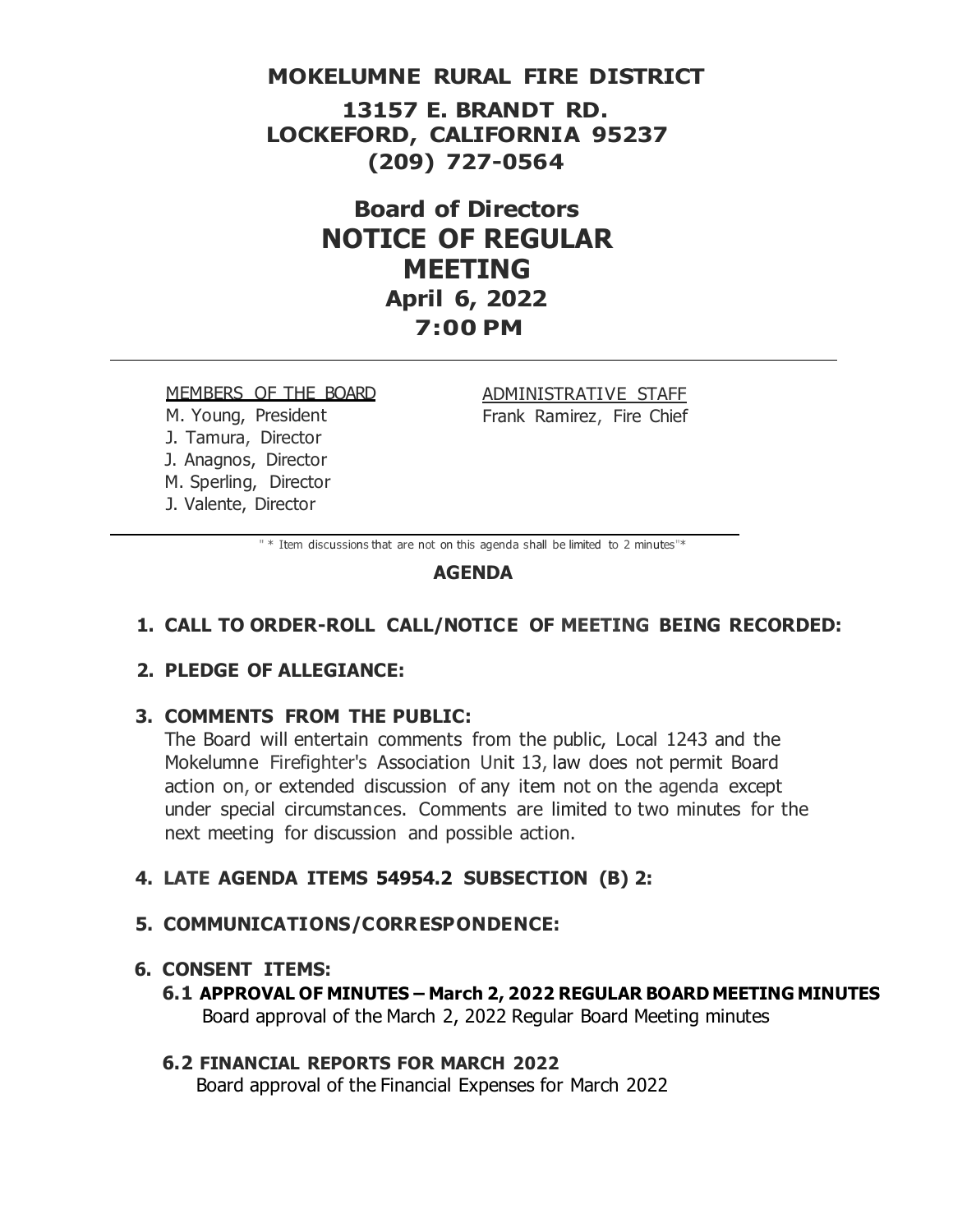# MOKELUMNE RURAL FIRE DISTRICT

**13157 E. BRANDT RD.**
**LOCKEFORD, CALIFORNIA 95237**
**(209) 727-0564**

## Board of Directors
## NOTICE OF REGULAR MEETING
**April 6, 2022**
**7:00 PM**

---

MEMBERS OF THE BOARD
M. Young, President
J. Tamura, Director
J. Anagnos, Director
M. Sperling, Director
J. Valente, Director

ADMINISTRATIVE STAFF
Frank Ramirez, Fire Chief

---

" * Item discussions that are not on this agenda shall be limited to 2 minutes"*

### AGENDA

**1. CALL TO ORDER-ROLL CALL/NOTICE OF MEETING BEING RECORDED:**

**2. PLEDGE OF ALLEGIANCE:**

**3. COMMENTS FROM THE PUBLIC:**
The Board will entertain comments from the public, Local 1243 and the Mokelumne Firefighter's Association Unit 13, law does not permit Board action on, or extended discussion of any item not on the agenda except under special circumstances. Comments are limited to two minutes for the next meeting for discussion and possible action.

**4. LATE AGENDA ITEMS 54954.2 SUBSECTION (B) 2:**

**5. COMMUNICATIONS/CORRESPONDENCE:**

**6. CONSENT ITEMS:**

**6.1 APPROVAL OF MINUTES – March 2, 2022 REGULAR BOARD MEETING MINUTES**
Board approval of the March 2, 2022 Regular Board Meeting minutes

**6.2 FINANCIAL REPORTS FOR MARCH 2022**
Board approval of the Financial Expenses for March 2022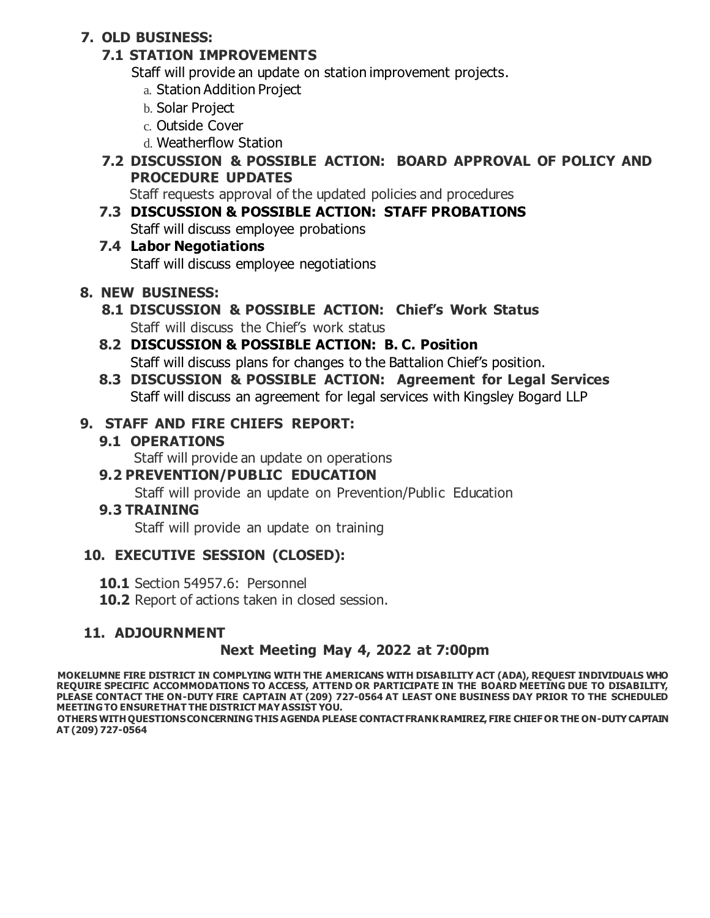## 7. OLD BUSINESS:

### 7.1 STATION IMPROVEMENTS

Staff will provide an update on station improvement projects.

a. Station Addition Project
b. Solar Project
c. Outside Cover
d. Weatherflow Station

### 7.2 DISCUSSION & POSSIBLE ACTION: BOARD APPROVAL OF POLICY AND PROCEDURE UPDATES

Staff requests approval of the updated policies and procedures

### 7.3 DISCUSSION & POSSIBLE ACTION: STAFF PROBATIONS

Staff will discuss employee probations

### 7.4 Labor Negotiations

Staff will discuss employee negotiations

## 8. NEW BUSINESS:

### 8.1 DISCUSSION & POSSIBLE ACTION: Chief's Work Status

Staff will discuss the Chief's work status

### 8.2 DISCUSSION & POSSIBLE ACTION: B. C. Position

Staff will discuss plans for changes to the Battalion Chief's position.

### 8.3 DISCUSSION & POSSIBLE ACTION: Agreement for Legal Services

Staff will discuss an agreement for legal services with Kingsley Bogard LLP

## 9. STAFF AND FIRE CHIEFS REPORT:

### 9.1 OPERATIONS

Staff will provide an update on operations

### 9.2 PREVENTION/PUBLIC EDUCATION

Staff will provide an update on Prevention/Public Education

### 9.3 TRAINING

Staff will provide an update on training

## 10. EXECUTIVE SESSION (CLOSED):

**10.1** Section 54957.6: Personnel

**10.2** Report of actions taken in closed session.

## 11. ADJOURNMENT

**Next Meeting May 4, 2022 at 7:00pm**

**MOKELUMNE FIRE DISTRICT IN COMPLYING WITH THE AMERICANS WITH DISABILITY ACT (ADA), REQUEST INDIVIDUALS WHO REQUIRE SPECIFIC ACCOMMODATIONS TO ACCESS, ATTEND OR PARTICIPATE IN THE BOARD MEETING DUE TO DISABILITY, PLEASE CONTACT THE ON-DUTY FIRE CAPTAIN AT (209) 727-0564 AT LEAST ONE BUSINESS DAY PRIOR TO THE SCHEDULED MEETING TO ENSURE THAT THE DISTRICT MAY ASSIST YOU.**

**OTHERS WITH QUESTIONS CONCERNING THIS AGENDA PLEASE CONTACT FRANK RAMIREZ, FIRE CHIEF OR THE ON-DUTY CAPTAIN AT (209) 727-0564**